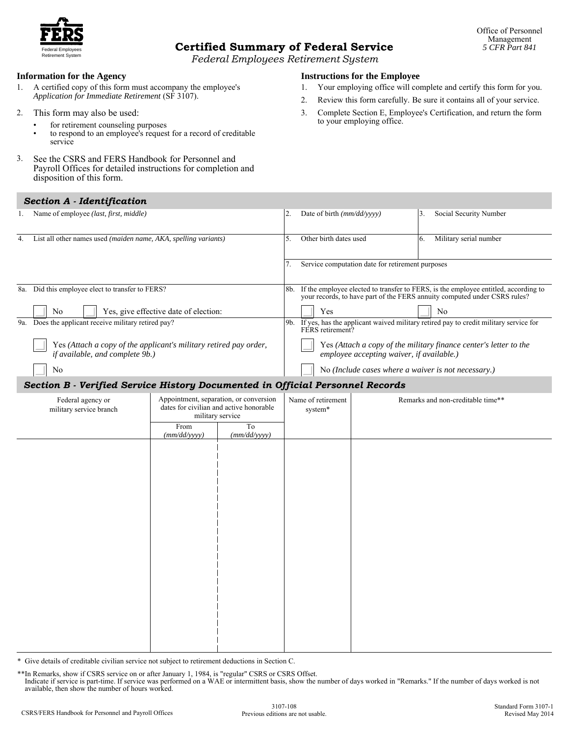Federal Employees Retirement System

Office of Personnel Management
*5 CFR Part 841*

# Certified Summary of Federal Service

*Federal Employees Retirement System*

### Information for the Agency

1. A certified copy of this form must accompany the employee's *Application for Immediate Retirement* (SF 3107).
2. This form may also be used:
   - for retirement counseling purposes
   - to respond to an employee's request for a record of creditable service
3. See the CSRS and FERS Handbook for Personnel and Payroll Offices for detailed instructions for completion and disposition of this form.

### Instructions for the Employee

1. Your employing office will complete and certify this form for you.
2. Review this form carefully. Be sure it contains all of your service.
3. Complete Section E, Employee's Certification, and return the form to your employing office.

## *Section A - Identification*

| | | |
|---|---|---|
| 1. Name of employee *(last, first, middle)* | 2. Date of birth *(mm/dd/yyyy)* | 3. Social Security Number |
| 4. List all other names used *(maiden name, AKA, spelling variants)* | 5. Other birth dates used | 6. Military serial number |
| | 7. Service computation date for retirement purposes | |

8a. Did this employee elect to transfer to FERS?

☐ No ☐ Yes, give effective date of election:

8b. If the employee elected to transfer to FERS, is the employee entitled, according to your records, to have part of the FERS annuity computed under CSRS rules?

☐ Yes ☐ No

9a. Does the applicant receive military retired pay?

☐ Yes *(Attach a copy of the applicant's military retired pay order, if available, and complete 9b.)*

☐ No

9b. If yes, has the applicant waived military retired pay to credit military service for FERS retirement?

☐ Yes *(Attach a copy of the military finance center's letter to the employee accepting waiver, if available.)*

☐ No *(Include cases where a waiver is not necessary.)*

## *Section B - Verified Service History Documented in Official Personnel Records*

| Federal agency or military service branch | Appointment, separation, or conversion dates for civilian and active honorable military service | | Name of retirement system* | Remarks and non-creditable time** |
|---|---|---|---|---|
| | From *(mm/dd/yyyy)* | To *(mm/dd/yyyy)* | | |
| | | | | |

\* Give details of creditable civilian service not subject to retirement deductions in Section C.

\*\*In Remarks, show if CSRS service on or after January 1, 1984, is "regular" CSRS or CSRS Offset.
Indicate if service is part-time. If service was performed on a WAE or intermittent basis, show the number of days worked in "Remarks." If the number of days worked is not available, then show the number of hours worked.

CSRS/FERS Handbook for Personnel and Payroll Offices

3107-108
Previous editions are not usable.

Standard Form 3107-1
Revised May 2014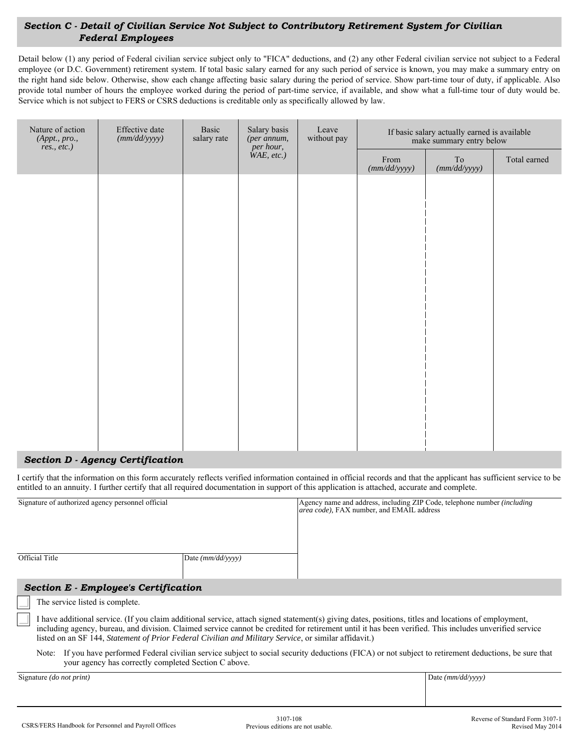## Section C - Detail of Civilian Service Not Subject to Contributory Retirement System for Civilian Federal Employees

Detail below (1) any period of Federal civilian service subject only to "FICA" deductions, and (2) any other Federal civilian service not subject to a Federal employee (or D.C. Government) retirement system. If total basic salary earned for any such period of service is known, you may make a summary entry on the right hand side below. Otherwise, show each change affecting basic salary during the period of service. Show part-time tour of duty, if applicable. Also provide total number of hours the employee worked during the period of part-time service, if available, and show what a full-time tour of duty would be. Service which is not subject to FERS or CSRS deductions is creditable only as specifically allowed by law.

| Nature of action *(Appt., pro., res., etc.)* | Effective date *(mm/dd/yyyy)* | Basic salary rate | Salary basis *(per annum, per hour, WAE, etc.)* | Leave without pay | If basic salary actually earned is available make summary entry below | | |
|---|---|---|---|---|---|---|---|
| | | | | | From *(mm/dd/yyyy)* | To *(mm/dd/yyyy)* | Total earned |
| | | | | | | | |

## Section D - Agency Certification

I certify that the information on this form accurately reflects verified information contained in official records and that the applicant has sufficient service to be entitled to an annuity. I further certify that all required documentation in support of this application is attached, accurate and complete.

| Signature of authorized agency personnel official | | Agency name and address, including ZIP Code, telephone number *(including area code)*, FAX number, and EMAIL address |
|---|---|---|
| Official Title | Date *(mm/dd/yyyy)* | |

## Section E - Employee's Certification

☐ The service listed is complete.

☐ I have additional service. (If you claim additional service, attach signed statement(s) giving dates, positions, titles and locations of employment, including agency, bureau, and division. Claimed service cannot be credited for retirement until it has been verified. This includes unverified service listed on an SF 144, *Statement of Prior Federal Civilian and Military Service*, or similar affidavit.)

Note: If you have performed Federal civilian service subject to social security deductions (FICA) or not subject to retirement deductions, be sure that your agency has correctly completed Section C above.

| Signature *(do not print)* | Date *(mm/dd/yyyy)* |
|---|---|
| | |

CSRS/FERS Handbook for Personnel and Payroll Offices

3107-108
Previous editions are not usable.

Reverse of Standard Form 3107-1
Revised May 2014